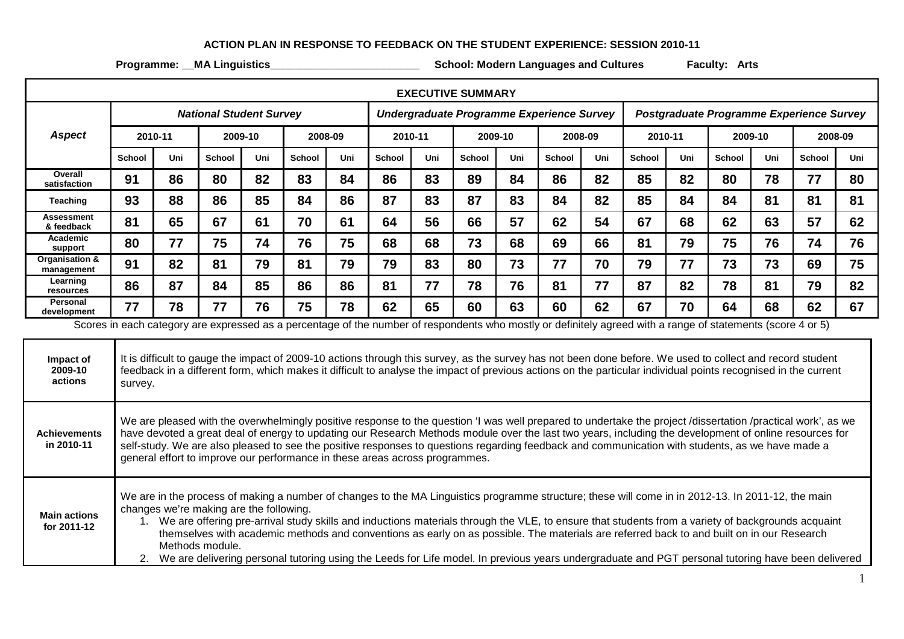# ACTION PLAN IN RESPONSE TO FEEDBACK ON THE STUDENT EXPERIENCE: SESSION 2010-11

**Programme:** \_\_MA Linguistics\_\_\_\_\_\_\_\_\_\_\_\_\_\_\_\_\_\_\_\_\_\_\_\_\_ **School: Modern Languages and Cultures** **Faculty: Arts**

## EXECUTIVE SUMMARY

| *Aspect* | *National Student Survey* | | | | | | *Undergraduate Programme Experience Survey* | | | | | | *Postgraduate Programme Experience Survey* | | | | | |
|---|---|---|---|---|---|---|---|---|---|---|---|---|---|---|---|---|---|---|
| | 2010-11 | | 2009-10 | | 2008-09 | | 2010-11 | | 2009-10 | | 2008-09 | | 2010-11 | | 2009-10 | | 2008-09 | |
| | School | Uni | School | Uni | School | Uni | School | Uni | School | Uni | School | Uni | School | Uni | School | Uni | School | Uni |
| **Overall satisfaction** | 91 | 86 | 80 | 82 | 83 | 84 | 86 | 83 | 89 | 84 | 86 | 82 | 85 | 82 | 80 | 78 | 77 | 80 |
| **Teaching** | 93 | 88 | 86 | 85 | 84 | 86 | 87 | 83 | 87 | 83 | 84 | 82 | 85 | 84 | 84 | 81 | 81 | 81 |
| **Assessment & feedback** | 81 | 65 | 67 | 61 | 70 | 61 | 64 | 56 | 66 | 57 | 62 | 54 | 67 | 68 | 62 | 63 | 57 | 62 |
| **Academic support** | 80 | 77 | 75 | 74 | 76 | 75 | 68 | 68 | 73 | 68 | 69 | 66 | 81 | 79 | 75 | 76 | 74 | 76 |
| **Organisation & management** | 91 | 82 | 81 | 79 | 81 | 79 | 79 | 83 | 80 | 73 | 77 | 70 | 79 | 77 | 73 | 73 | 69 | 75 |
| **Learning resources** | 86 | 87 | 84 | 85 | 86 | 86 | 81 | 77 | 78 | 76 | 81 | 77 | 87 | 82 | 78 | 81 | 79 | 82 |
| **Personal development** | 77 | 78 | 77 | 76 | 75 | 78 | 62 | 65 | 60 | 63 | 60 | 62 | 67 | 70 | 64 | 68 | 62 | 67 |

Scores in each category are expressed as a percentage of the number of respondents who mostly or definitely agreed with a range of statements (score 4 or 5)

| | |
|---|---|
| **Impact of 2009-10 actions** | It is difficult to gauge the impact of 2009-10 actions through this survey, as the survey has not been done before. We used to collect and record student feedback in a different form, which makes it difficult to analyse the impact of previous actions on the particular individual points recognised in the current survey. |
| **Achievements in 2010-11** | We are pleased with the overwhelmingly positive response to the question 'I was well prepared to undertake the project /dissertation /practical work', as we have devoted a great deal of energy to updating our Research Methods module over the last two years, including the development of online resources for self-study. We are also pleased to see the positive responses to questions regarding feedback and communication with students, as we have made a general effort to improve our performance in these areas across programmes. |
| **Main actions for 2011-12** | We are in the process of making a number of changes to the MA Linguistics programme structure; these will come in in 2012-13. In 2011-12, the main changes we're making are the following.<br>1. We are offering pre-arrival study skills and inductions materials through the VLE, to ensure that students from a variety of backgrounds acquaint themselves with academic methods and conventions as early on as possible. The materials are referred back to and built on in our Research Methods module.<br>2. We are delivering personal tutoring using the Leeds for Life model. In previous years undergraduate and PGT personal tutoring have been delivered |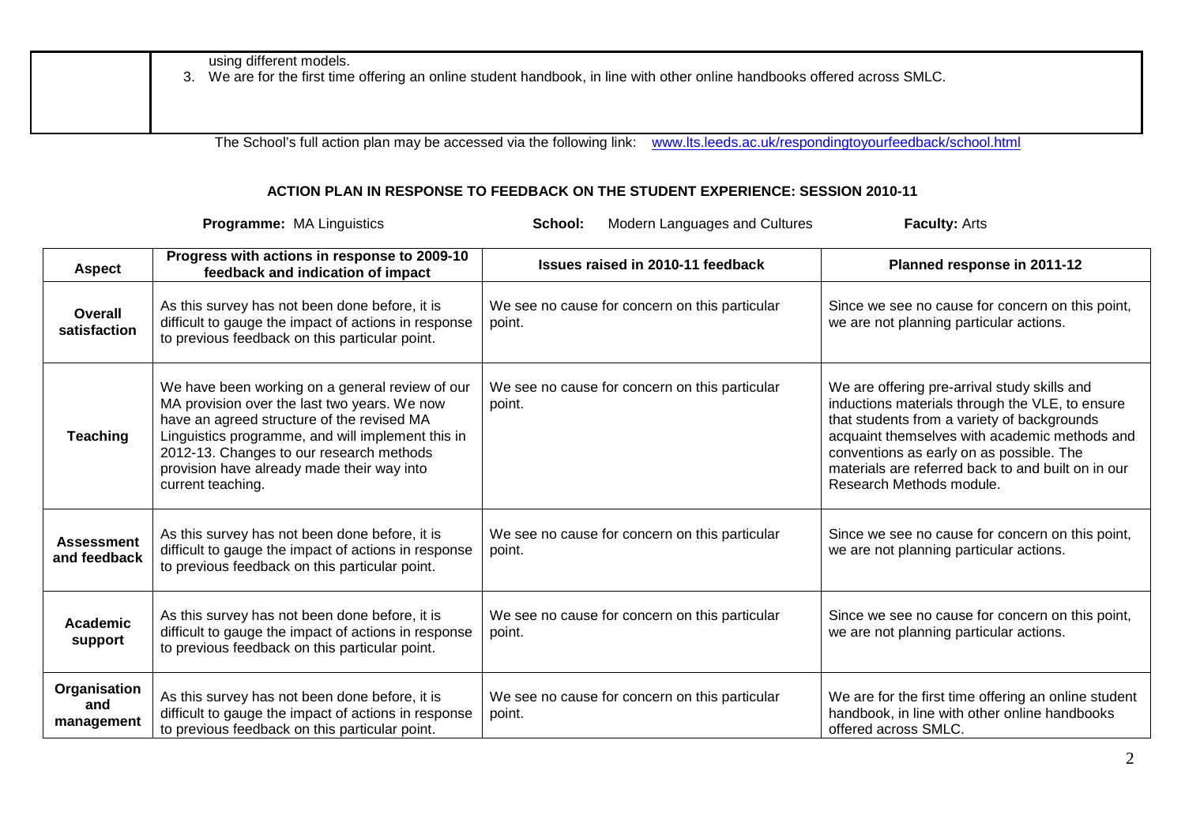| | using different models.<br>3. We are for the first time offering an online student handbook, in line with other online handbooks offered across SMLC. |
|---|---|

The School's full action plan may be accessed via the following link: www.lts.leeds.ac.uk/respondingtoyourfeedback/school.html

## ACTION PLAN IN RESPONSE TO FEEDBACK ON THE STUDENT EXPERIENCE: SESSION 2010-11

**Programme:** MA Linguistics **School:** Modern Languages and Cultures **Faculty:** Arts

| Aspect | Progress with actions in response to 2009-10 feedback and indication of impact | Issues raised in 2010-11 feedback | Planned response in 2011-12 |
|---|---|---|---|
| **Overall satisfaction** | As this survey has not been done before, it is difficult to gauge the impact of actions in response to previous feedback on this particular point. | We see no cause for concern on this particular point. | Since we see no cause for concern on this point, we are not planning particular actions. |
| **Teaching** | We have been working on a general review of our MA provision over the last two years. We now have an agreed structure of the revised MA Linguistics programme, and will implement this in 2012-13. Changes to our research methods provision have already made their way into current teaching. | We see no cause for concern on this particular point. | We are offering pre-arrival study skills and inductions materials through the VLE, to ensure that students from a variety of backgrounds acquaint themselves with academic methods and conventions as early on as possible. The materials are referred back to and built on in our Research Methods module. |
| **Assessment and feedback** | As this survey has not been done before, it is difficult to gauge the impact of actions in response to previous feedback on this particular point. | We see no cause for concern on this particular point. | Since we see no cause for concern on this point, we are not planning particular actions. |
| **Academic support** | As this survey has not been done before, it is difficult to gauge the impact of actions in response to previous feedback on this particular point. | We see no cause for concern on this particular point. | Since we see no cause for concern on this point, we are not planning particular actions. |
| **Organisation and management** | As this survey has not been done before, it is difficult to gauge the impact of actions in response to previous feedback on this particular point. | We see no cause for concern on this particular point. | We are for the first time offering an online student handbook, in line with other online handbooks offered across SMLC. |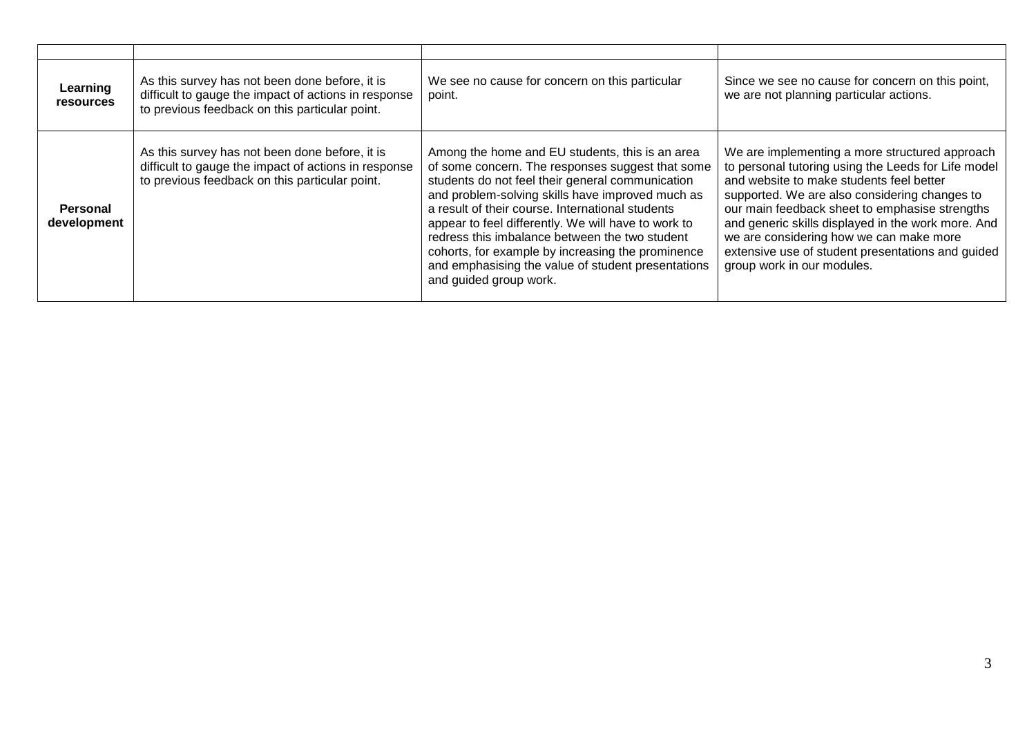| | | | |
|---|---|---|---|
| **Learning resources** | As this survey has not been done before, it is difficult to gauge the impact of actions in response to previous feedback on this particular point. | We see no cause for concern on this particular point. | Since we see no cause for concern on this point, we are not planning particular actions. |
| **Personal development** | As this survey has not been done before, it is difficult to gauge the impact of actions in response to previous feedback on this particular point. | Among the home and EU students, this is an area of some concern. The responses suggest that some students do not feel their general communication and problem-solving skills have improved much as a result of their course. International students appear to feel differently. We will have to work to redress this imbalance between the two student cohorts, for example by increasing the prominence and emphasising the value of student presentations and guided group work. | We are implementing a more structured approach to personal tutoring using the Leeds for Life model and website to make students feel better supported. We are also considering changes to our main feedback sheet to emphasise strengths and generic skills displayed in the work more. And we are considering how we can make more extensive use of student presentations and guided group work in our modules. |